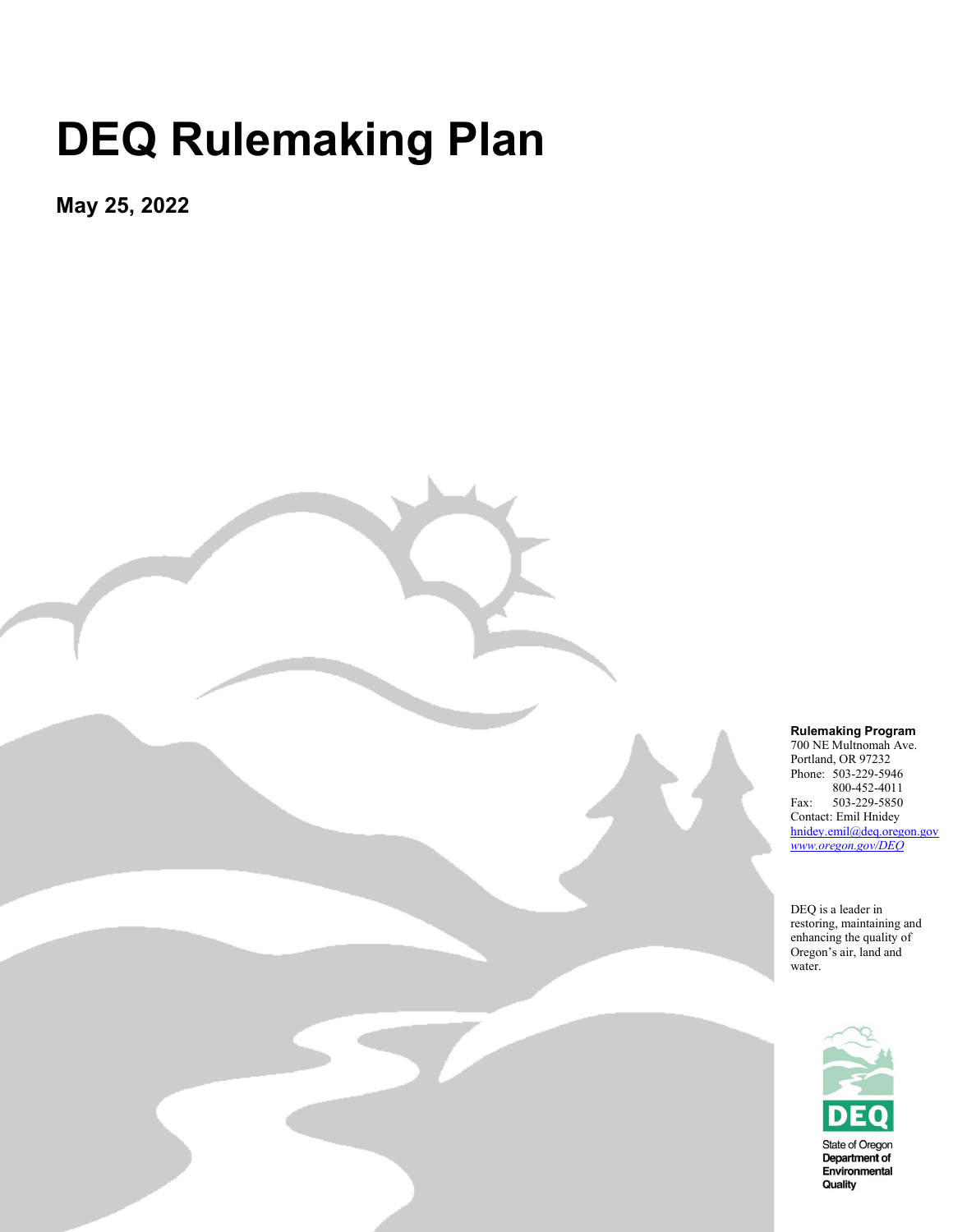# DEQ Rulemaking Plan

**May 25, 2022**

**Rulemaking Program**
700 NE Multnomah Ave.
Portland, OR 97232
Phone: 503-229-5946
800-452-4011
Fax: 503-229-5850
Contact: Emil Hnidey
hnidey.emil@deq.oregon.gov
*www.oregon.gov/DEQ*

DEQ is a leader in restoring, maintaining and enhancing the quality of Oregon's air, land and water.

State of Oregon
**Department of Environmental Quality**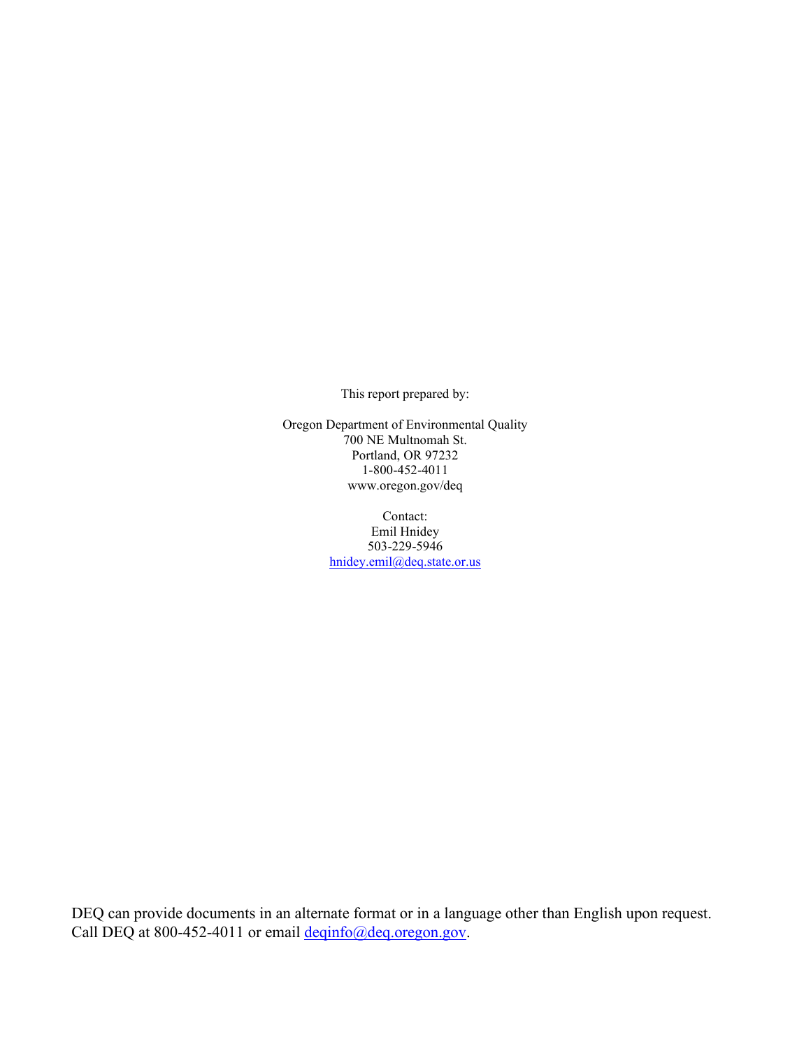This report prepared by:

Oregon Department of Environmental Quality
700 NE Multnomah St.
Portland, OR 97232
1-800-452-4011
www.oregon.gov/deq

Contact:
Emil Hnidey
503-229-5946
hnidey.emil@deq.state.or.us

DEQ can provide documents in an alternate format or in a language other than English upon request. Call DEQ at 800-452-4011 or email deqinfo@deq.oregon.gov.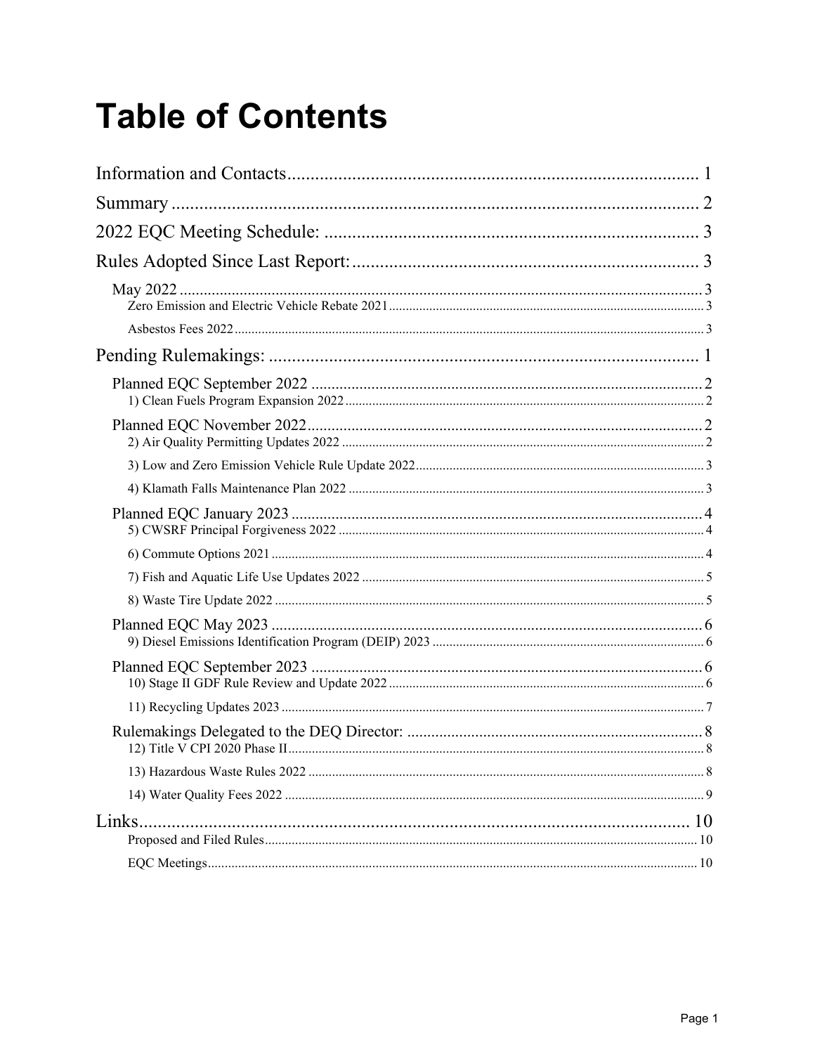# Table of Contents

Information and Contacts .......... 1

Summary .......... 2

2022 EQC Meeting Schedule: .......... 3

Rules Adopted Since Last Report: .......... 3

- May 2022 .......... 3
  - Zero Emission and Electric Vehicle Rebate 2021 .......... 3
  - Asbestos Fees 2022 .......... 3

Pending Rulemakings: .......... 1

- Planned EQC September 2022 .......... 2
  - 1) Clean Fuels Program Expansion 2022 .......... 2
- Planned EQC November 2022 .......... 2
  - 2) Air Quality Permitting Updates 2022 .......... 2
  - 3) Low and Zero Emission Vehicle Rule Update 2022 .......... 3
  - 4) Klamath Falls Maintenance Plan 2022 .......... 3
- Planned EQC January 2023 .......... 4
  - 5) CWSRF Principal Forgiveness 2022 .......... 4
  - 6) Commute Options 2021 .......... 4
  - 7) Fish and Aquatic Life Use Updates 2022 .......... 5
  - 8) Waste Tire Update 2022 .......... 5
- Planned EQC May 2023 .......... 6
  - 9) Diesel Emissions Identification Program (DEIP) 2023 .......... 6
- Planned EQC September 2023 .......... 6
  - 10) Stage II GDF Rule Review and Update 2022 .......... 6
  - 11) Recycling Updates 2023 .......... 7
- Rulemakings Delegated to the DEQ Director: .......... 8
  - 12) Title V CPI 2020 Phase II .......... 8
  - 13) Hazardous Waste Rules 2022 .......... 8
  - 14) Water Quality Fees 2022 .......... 9

Links .......... 10

- Proposed and Filed Rules .......... 10
- EQC Meetings .......... 10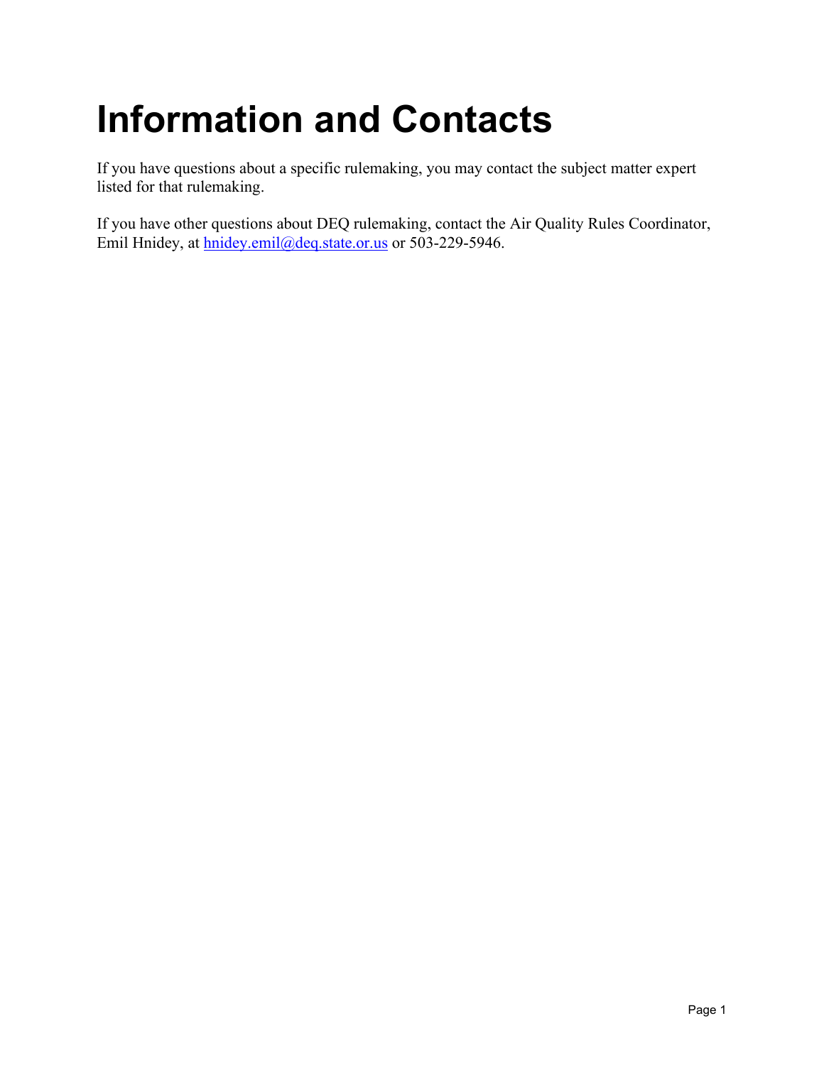# Information and Contacts

If you have questions about a specific rulemaking, you may contact the subject matter expert listed for that rulemaking.

If you have other questions about DEQ rulemaking, contact the Air Quality Rules Coordinator, Emil Hnidey, at hnidey.emil@deq.state.or.us or 503-229-5946.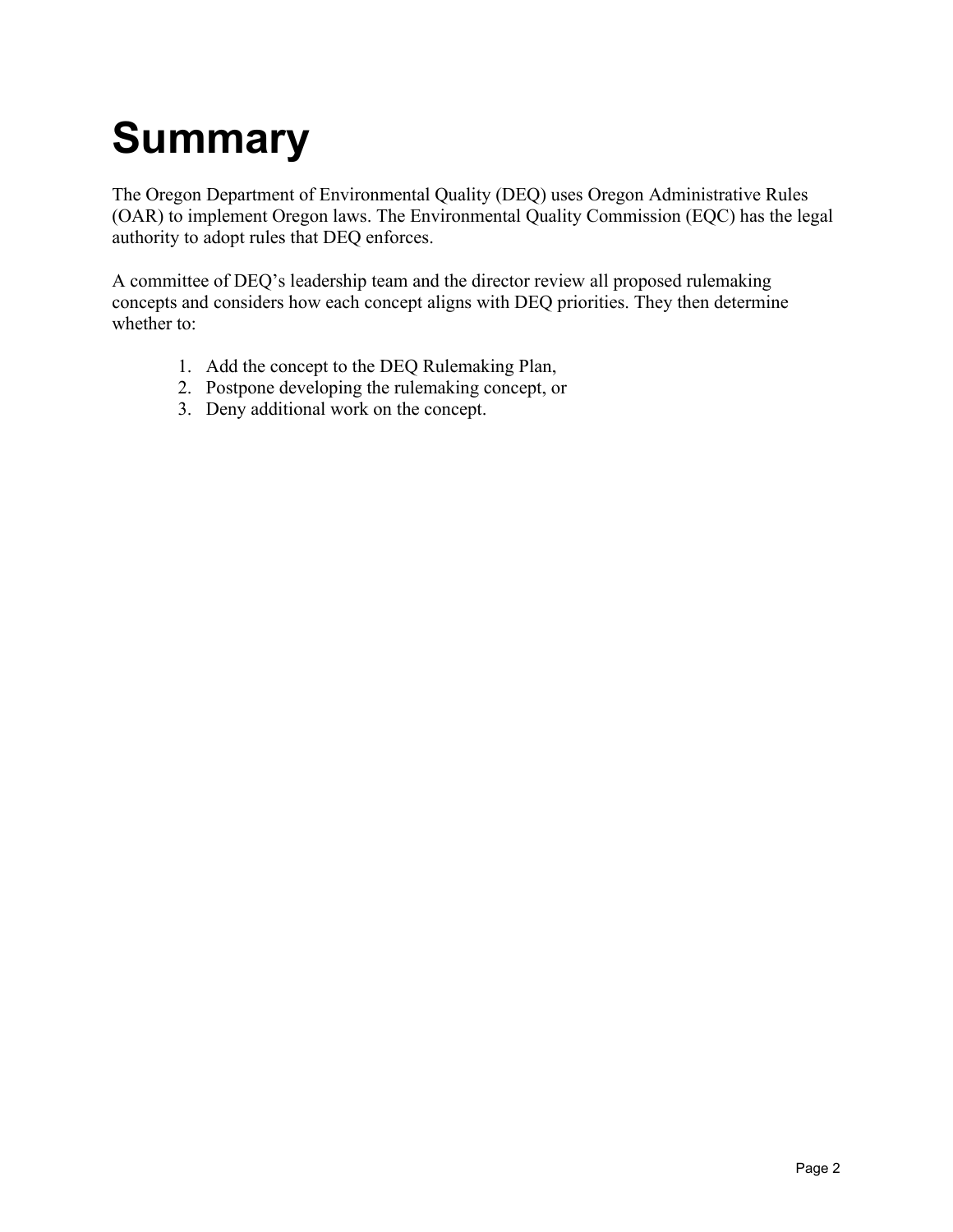# Summary

The Oregon Department of Environmental Quality (DEQ) uses Oregon Administrative Rules (OAR) to implement Oregon laws. The Environmental Quality Commission (EQC) has the legal authority to adopt rules that DEQ enforces.

A committee of DEQ's leadership team and the director review all proposed rulemaking concepts and considers how each concept aligns with DEQ priorities. They then determine whether to:

1. Add the concept to the DEQ Rulemaking Plan,
2. Postpone developing the rulemaking concept, or
3. Deny additional work on the concept.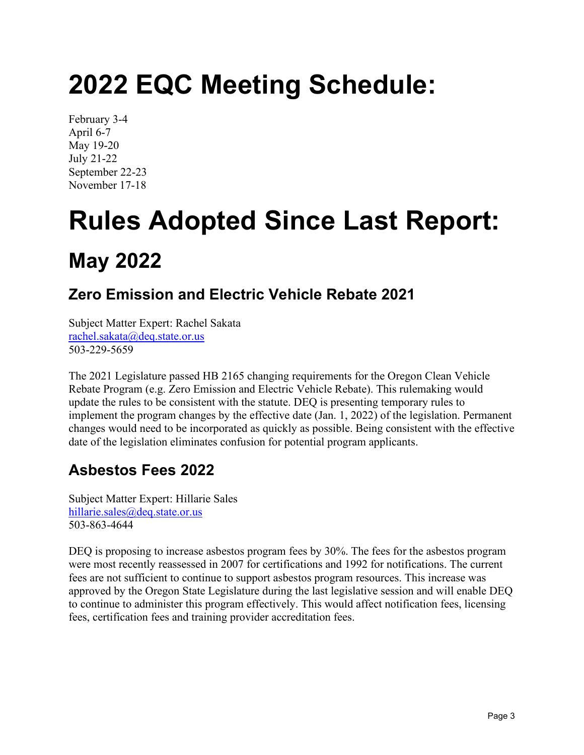# 2022 EQC Meeting Schedule:

February 3-4
April 6-7
May 19-20
July 21-22
September 22-23
November 17-18

# Rules Adopted Since Last Report:

## May 2022

### Zero Emission and Electric Vehicle Rebate 2021

Subject Matter Expert: Rachel Sakata
rachel.sakata@deq.state.or.us
503-229-5659

The 2021 Legislature passed HB 2165 changing requirements for the Oregon Clean Vehicle Rebate Program (e.g. Zero Emission and Electric Vehicle Rebate). This rulemaking would update the rules to be consistent with the statute. DEQ is presenting temporary rules to implement the program changes by the effective date (Jan. 1, 2022) of the legislation. Permanent changes would need to be incorporated as quickly as possible. Being consistent with the effective date of the legislation eliminates confusion for potential program applicants.

### Asbestos Fees 2022

Subject Matter Expert: Hillarie Sales
hillarie.sales@deq.state.or.us
503-863-4644

DEQ is proposing to increase asbestos program fees by 30%. The fees for the asbestos program were most recently reassessed in 2007 for certifications and 1992 for notifications. The current fees are not sufficient to continue to support asbestos program resources. This increase was approved by the Oregon State Legislature during the last legislative session and will enable DEQ to continue to administer this program effectively. This would affect notification fees, licensing fees, certification fees and training provider accreditation fees.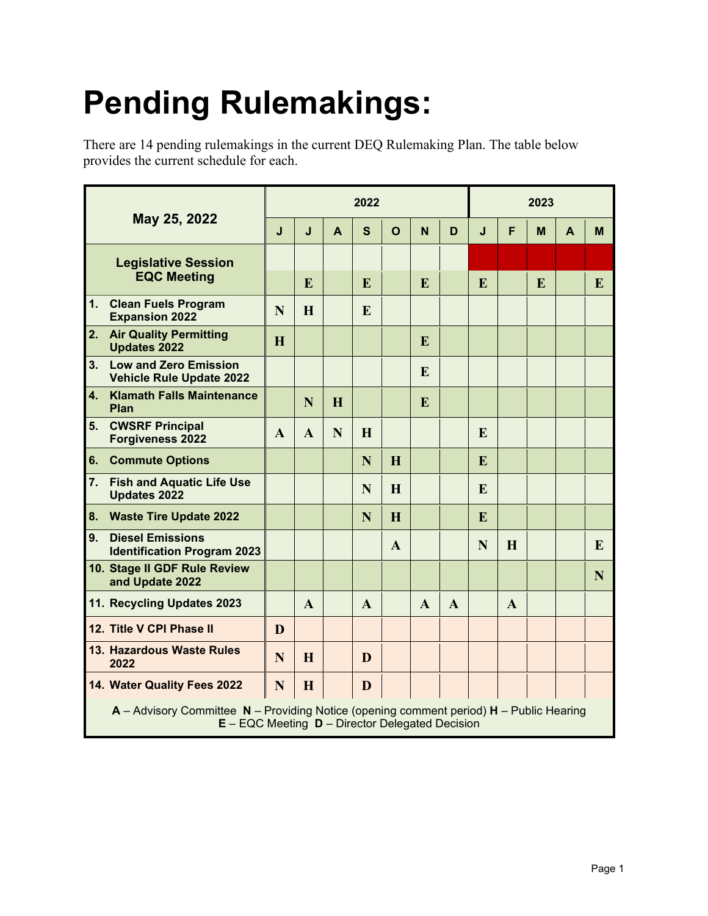# Pending Rulemakings:

There are 14 pending rulemakings in the current DEQ Rulemaking Plan. The table below provides the current schedule for each.

| May 25, 2022 | 2022 | | | | | | | 2023 | | | | |
|---|---|---|---|---|---|---|---|---|---|---|---|---|
| | J | J | A | S | O | N | D | J | F | M | A | M |
| Legislative Session | | | | | | | | | | | | |
| EQC Meeting | | E | | E | | E | | E | | E | | E |
| 1. Clean Fuels Program Expansion 2022 | N | H | | E | | | | | | | | |
| 2. Air Quality Permitting Updates 2022 | H | | | | | E | | | | | | |
| 3. Low and Zero Emission Vehicle Rule Update 2022 | | | | | | E | | | | | | |
| 4. Klamath Falls Maintenance Plan | | N | H | | | E | | | | | | |
| 5. CWSRF Principal Forgiveness 2022 | A | A | N | H | | | | E | | | | |
| 6. Commute Options | | | | N | H | | | E | | | | |
| 7. Fish and Aquatic Life Use Updates 2022 | | | | N | H | | | E | | | | |
| 8. Waste Tire Update 2022 | | | | N | H | | | E | | | | |
| 9. Diesel Emissions Identification Program 2023 | | | | | A | | | N | H | | | E |
| 10. Stage II GDF Rule Review and Update 2022 | | | | | | | | | | | | N |
| 11. Recycling Updates 2023 | | A | | A | | A | A | | A | | | |
| 12. Title V CPI Phase II | D | | | | | | | | | | | |
| 13. Hazardous Waste Rules 2022 | N | H | | D | | | | | | | | |
| 14. Water Quality Fees 2022 | N | H | | D | | | | | | | | |

**A** – Advisory Committee **N** – Providing Notice (opening comment period) **H** – Public Hearing **E** – EQC Meeting **D** – Director Delegated Decision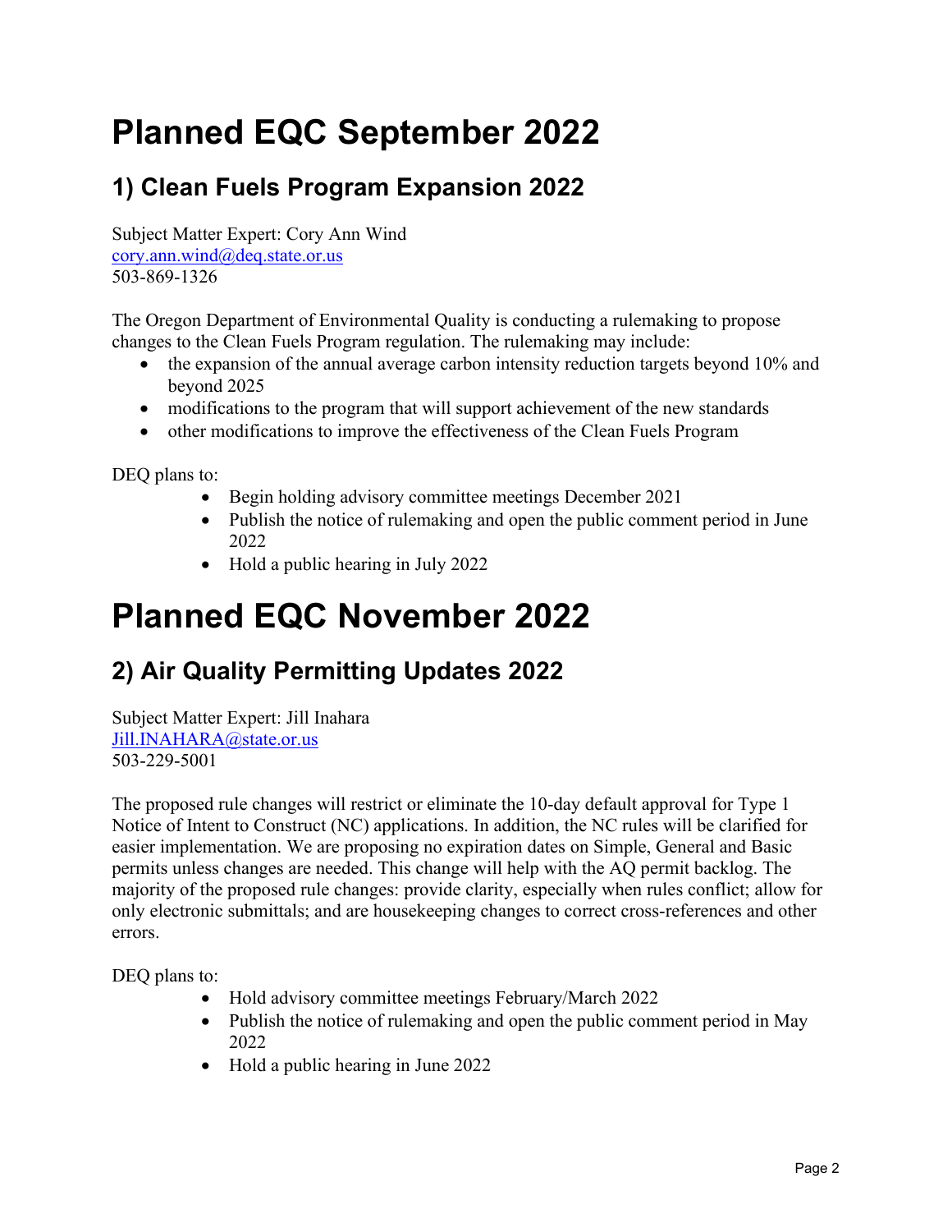# Planned EQC September 2022

## 1) Clean Fuels Program Expansion 2022

Subject Matter Expert: Cory Ann Wind
cory.ann.wind@deq.state.or.us
503-869-1326

The Oregon Department of Environmental Quality is conducting a rulemaking to propose changes to the Clean Fuels Program regulation. The rulemaking may include:

- the expansion of the annual average carbon intensity reduction targets beyond 10% and beyond 2025
- modifications to the program that will support achievement of the new standards
- other modifications to improve the effectiveness of the Clean Fuels Program

DEQ plans to:

- Begin holding advisory committee meetings December 2021
- Publish the notice of rulemaking and open the public comment period in June 2022
- Hold a public hearing in July 2022

# Planned EQC November 2022

## 2) Air Quality Permitting Updates 2022

Subject Matter Expert: Jill Inahara
Jill.INAHARA@state.or.us
503-229-5001

The proposed rule changes will restrict or eliminate the 10-day default approval for Type 1 Notice of Intent to Construct (NC) applications. In addition, the NC rules will be clarified for easier implementation. We are proposing no expiration dates on Simple, General and Basic permits unless changes are needed. This change will help with the AQ permit backlog. The majority of the proposed rule changes: provide clarity, especially when rules conflict; allow for only electronic submittals; and are housekeeping changes to correct cross-references and other errors.

DEQ plans to:

- Hold advisory committee meetings February/March 2022
- Publish the notice of rulemaking and open the public comment period in May 2022
- Hold a public hearing in June 2022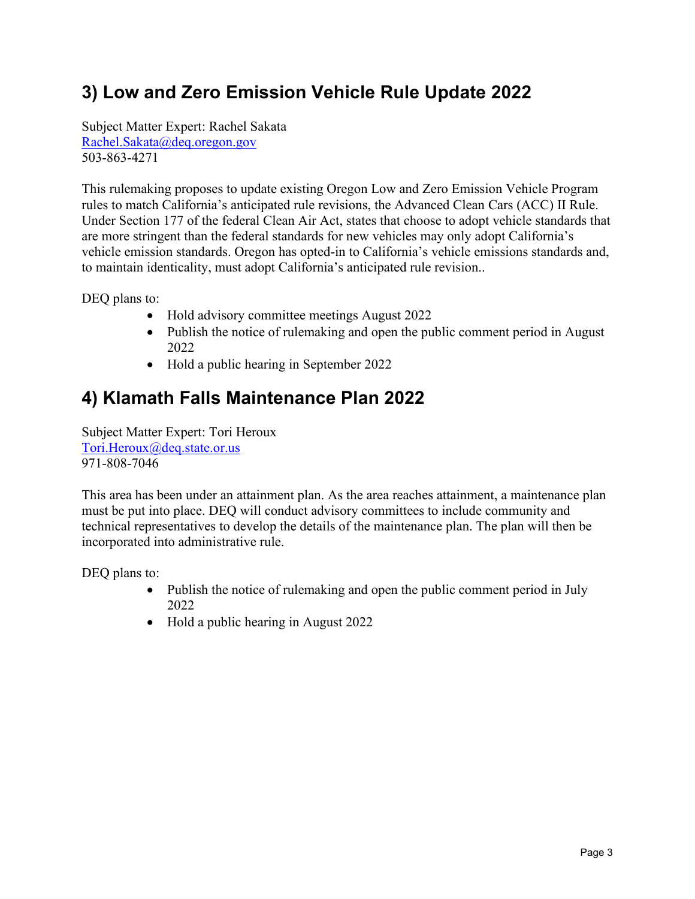## 3) Low and Zero Emission Vehicle Rule Update 2022

Subject Matter Expert: Rachel Sakata
Rachel.Sakata@deq.oregon.gov
503-863-4271

This rulemaking proposes to update existing Oregon Low and Zero Emission Vehicle Program rules to match California's anticipated rule revisions, the Advanced Clean Cars (ACC) II Rule. Under Section 177 of the federal Clean Air Act, states that choose to adopt vehicle standards that are more stringent than the federal standards for new vehicles may only adopt California's vehicle emission standards. Oregon has opted-in to California's vehicle emissions standards and, to maintain identicality, must adopt California's anticipated rule revision..

DEQ plans to:

- Hold advisory committee meetings August 2022
- Publish the notice of rulemaking and open the public comment period in August 2022
- Hold a public hearing in September 2022

## 4) Klamath Falls Maintenance Plan 2022

Subject Matter Expert: Tori Heroux
Tori.Heroux@deq.state.or.us
971-808-7046

This area has been under an attainment plan. As the area reaches attainment, a maintenance plan must be put into place. DEQ will conduct advisory committees to include community and technical representatives to develop the details of the maintenance plan. The plan will then be incorporated into administrative rule.

DEQ plans to:

- Publish the notice of rulemaking and open the public comment period in July 2022
- Hold a public hearing in August 2022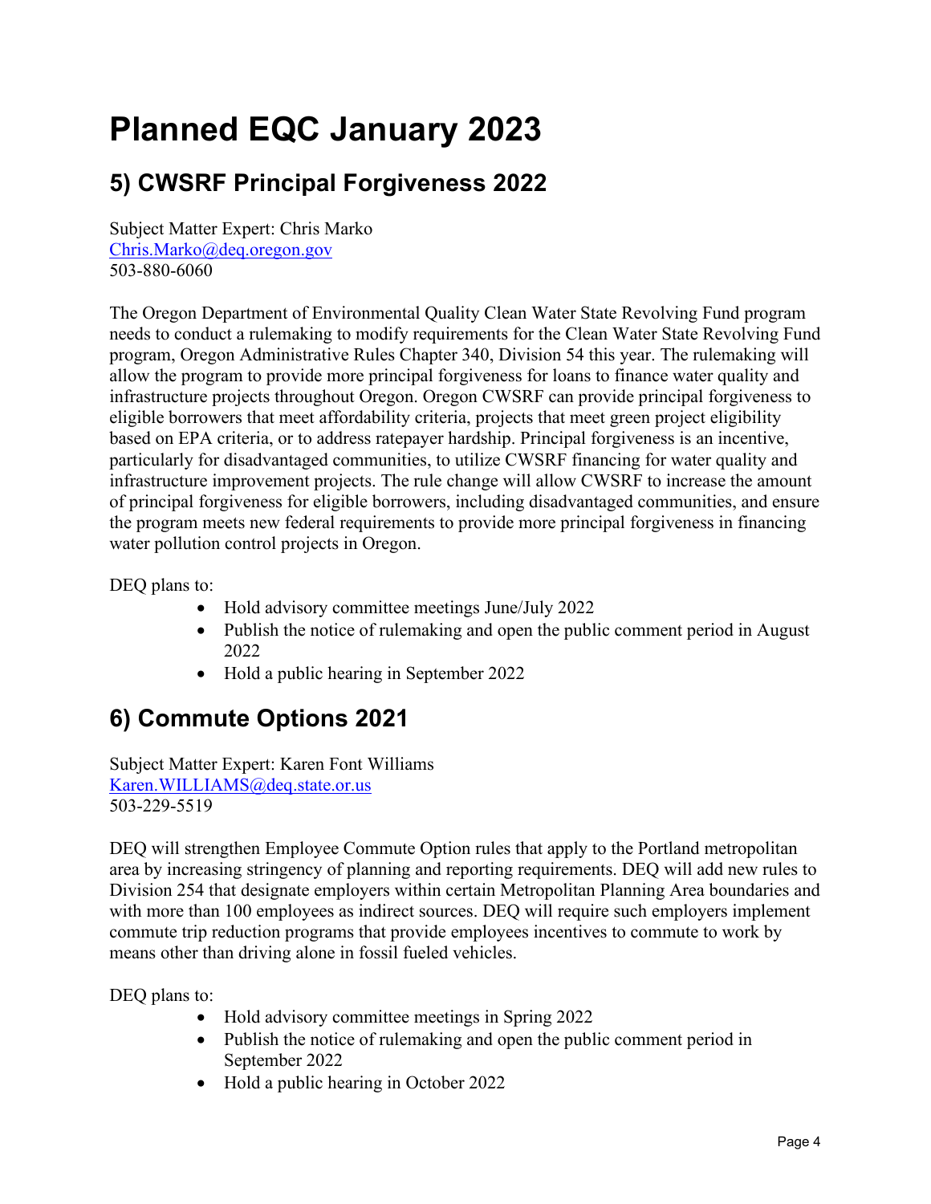# Planned EQC January 2023

## 5) CWSRF Principal Forgiveness 2022

Subject Matter Expert: Chris Marko
Chris.Marko@deq.oregon.gov
503-880-6060

The Oregon Department of Environmental Quality Clean Water State Revolving Fund program needs to conduct a rulemaking to modify requirements for the Clean Water State Revolving Fund program, Oregon Administrative Rules Chapter 340, Division 54 this year. The rulemaking will allow the program to provide more principal forgiveness for loans to finance water quality and infrastructure projects throughout Oregon. Oregon CWSRF can provide principal forgiveness to eligible borrowers that meet affordability criteria, projects that meet green project eligibility based on EPA criteria, or to address ratepayer hardship. Principal forgiveness is an incentive, particularly for disadvantaged communities, to utilize CWSRF financing for water quality and infrastructure improvement projects. The rule change will allow CWSRF to increase the amount of principal forgiveness for eligible borrowers, including disadvantaged communities, and ensure the program meets new federal requirements to provide more principal forgiveness in financing water pollution control projects in Oregon.

DEQ plans to:

- Hold advisory committee meetings June/July 2022
- Publish the notice of rulemaking and open the public comment period in August 2022
- Hold a public hearing in September 2022

## 6) Commute Options 2021

Subject Matter Expert: Karen Font Williams
Karen.WILLIAMS@deq.state.or.us
503-229-5519

DEQ will strengthen Employee Commute Option rules that apply to the Portland metropolitan area by increasing stringency of planning and reporting requirements. DEQ will add new rules to Division 254 that designate employers within certain Metropolitan Planning Area boundaries and with more than 100 employees as indirect sources. DEQ will require such employers implement commute trip reduction programs that provide employees incentives to commute to work by means other than driving alone in fossil fueled vehicles.

DEQ plans to:

- Hold advisory committee meetings in Spring 2022
- Publish the notice of rulemaking and open the public comment period in September 2022
- Hold a public hearing in October 2022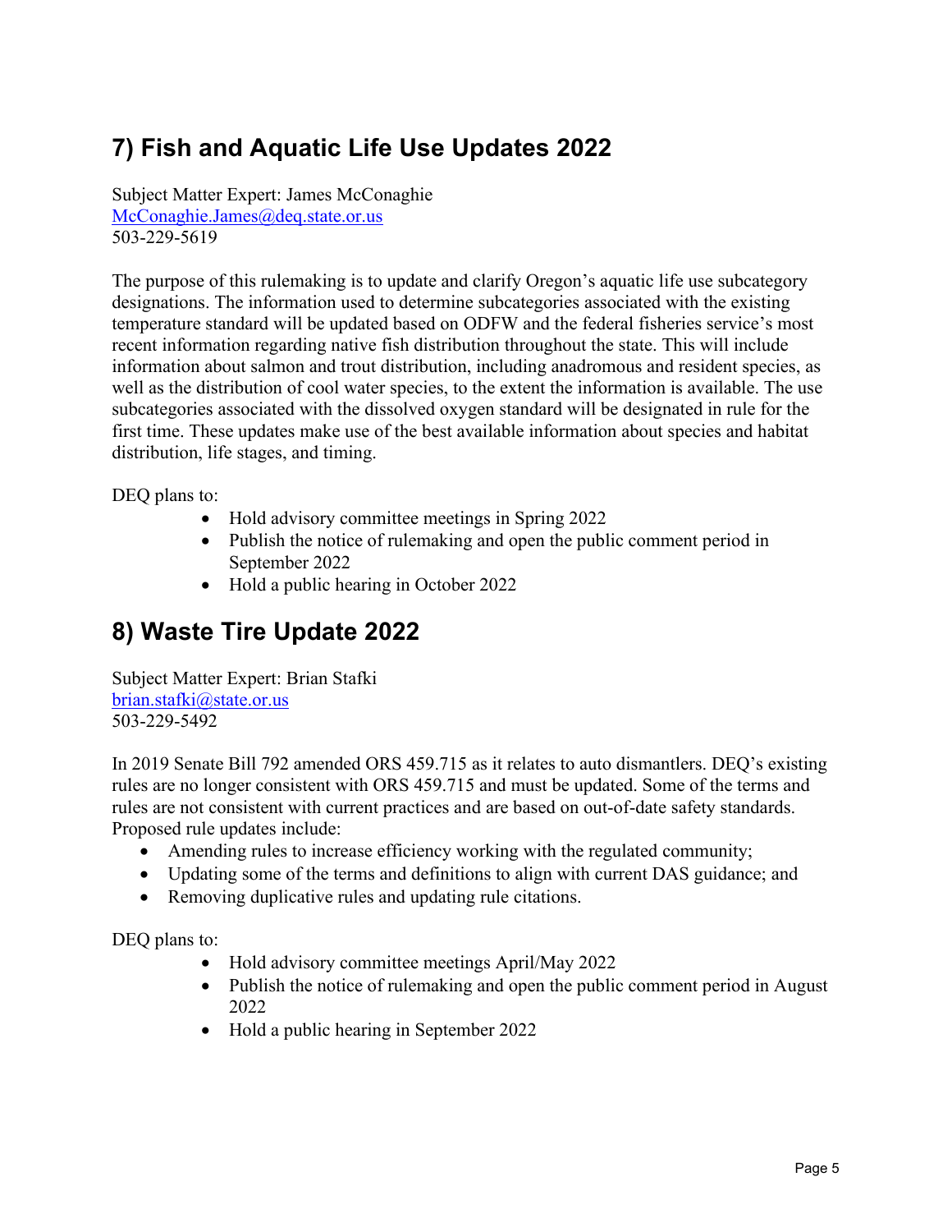## 7) Fish and Aquatic Life Use Updates 2022

Subject Matter Expert: James McConaghie
McConaghie.James@deq.state.or.us
503-229-5619

The purpose of this rulemaking is to update and clarify Oregon's aquatic life use subcategory designations. The information used to determine subcategories associated with the existing temperature standard will be updated based on ODFW and the federal fisheries service's most recent information regarding native fish distribution throughout the state. This will include information about salmon and trout distribution, including anadromous and resident species, as well as the distribution of cool water species, to the extent the information is available. The use subcategories associated with the dissolved oxygen standard will be designated in rule for the first time. These updates make use of the best available information about species and habitat distribution, life stages, and timing.

DEQ plans to:

- Hold advisory committee meetings in Spring 2022
- Publish the notice of rulemaking and open the public comment period in September 2022
- Hold a public hearing in October 2022

## 8) Waste Tire Update 2022

Subject Matter Expert: Brian Stafki
brian.stafki@state.or.us
503-229-5492

In 2019 Senate Bill 792 amended ORS 459.715 as it relates to auto dismantlers. DEQ's existing rules are no longer consistent with ORS 459.715 and must be updated. Some of the terms and rules are not consistent with current practices and are based on out-of-date safety standards. Proposed rule updates include:

- Amending rules to increase efficiency working with the regulated community;
- Updating some of the terms and definitions to align with current DAS guidance; and
- Removing duplicative rules and updating rule citations.

DEQ plans to:

- Hold advisory committee meetings April/May 2022
- Publish the notice of rulemaking and open the public comment period in August 2022
- Hold a public hearing in September 2022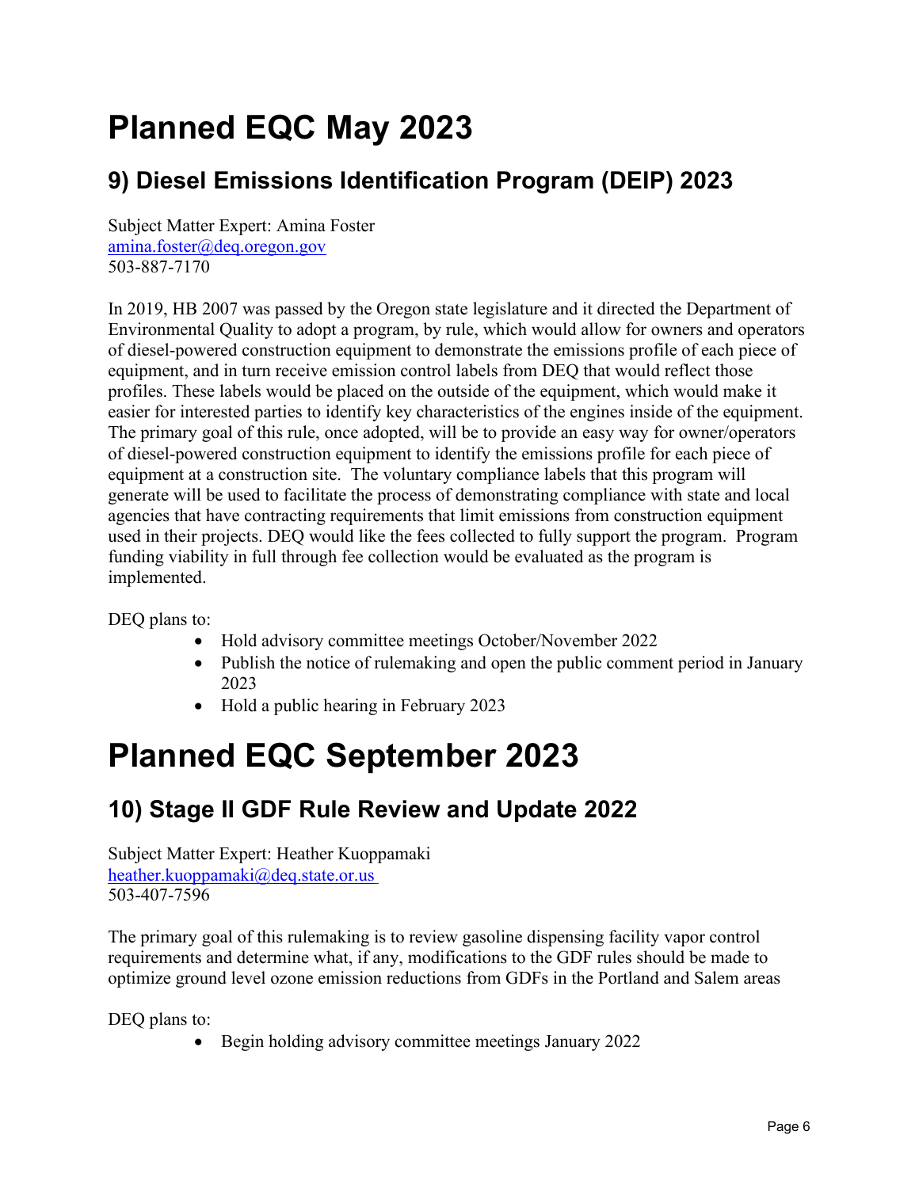# Planned EQC May 2023

## 9) Diesel Emissions Identification Program (DEIP) 2023

Subject Matter Expert: Amina Foster
amina.foster@deq.oregon.gov
503-887-7170

In 2019, HB 2007 was passed by the Oregon state legislature and it directed the Department of Environmental Quality to adopt a program, by rule, which would allow for owners and operators of diesel-powered construction equipment to demonstrate the emissions profile of each piece of equipment, and in turn receive emission control labels from DEQ that would reflect those profiles. These labels would be placed on the outside of the equipment, which would make it easier for interested parties to identify key characteristics of the engines inside of the equipment. The primary goal of this rule, once adopted, will be to provide an easy way for owner/operators of diesel-powered construction equipment to identify the emissions profile for each piece of equipment at a construction site. The voluntary compliance labels that this program will generate will be used to facilitate the process of demonstrating compliance with state and local agencies that have contracting requirements that limit emissions from construction equipment used in their projects. DEQ would like the fees collected to fully support the program. Program funding viability in full through fee collection would be evaluated as the program is implemented.

DEQ plans to:

- Hold advisory committee meetings October/November 2022
- Publish the notice of rulemaking and open the public comment period in January 2023
- Hold a public hearing in February 2023

# Planned EQC September 2023

## 10) Stage II GDF Rule Review and Update 2022

Subject Matter Expert: Heather Kuoppamaki
heather.kuoppamaki@deq.state.or.us
503-407-7596

The primary goal of this rulemaking is to review gasoline dispensing facility vapor control requirements and determine what, if any, modifications to the GDF rules should be made to optimize ground level ozone emission reductions from GDFs in the Portland and Salem areas

DEQ plans to:

- Begin holding advisory committee meetings January 2022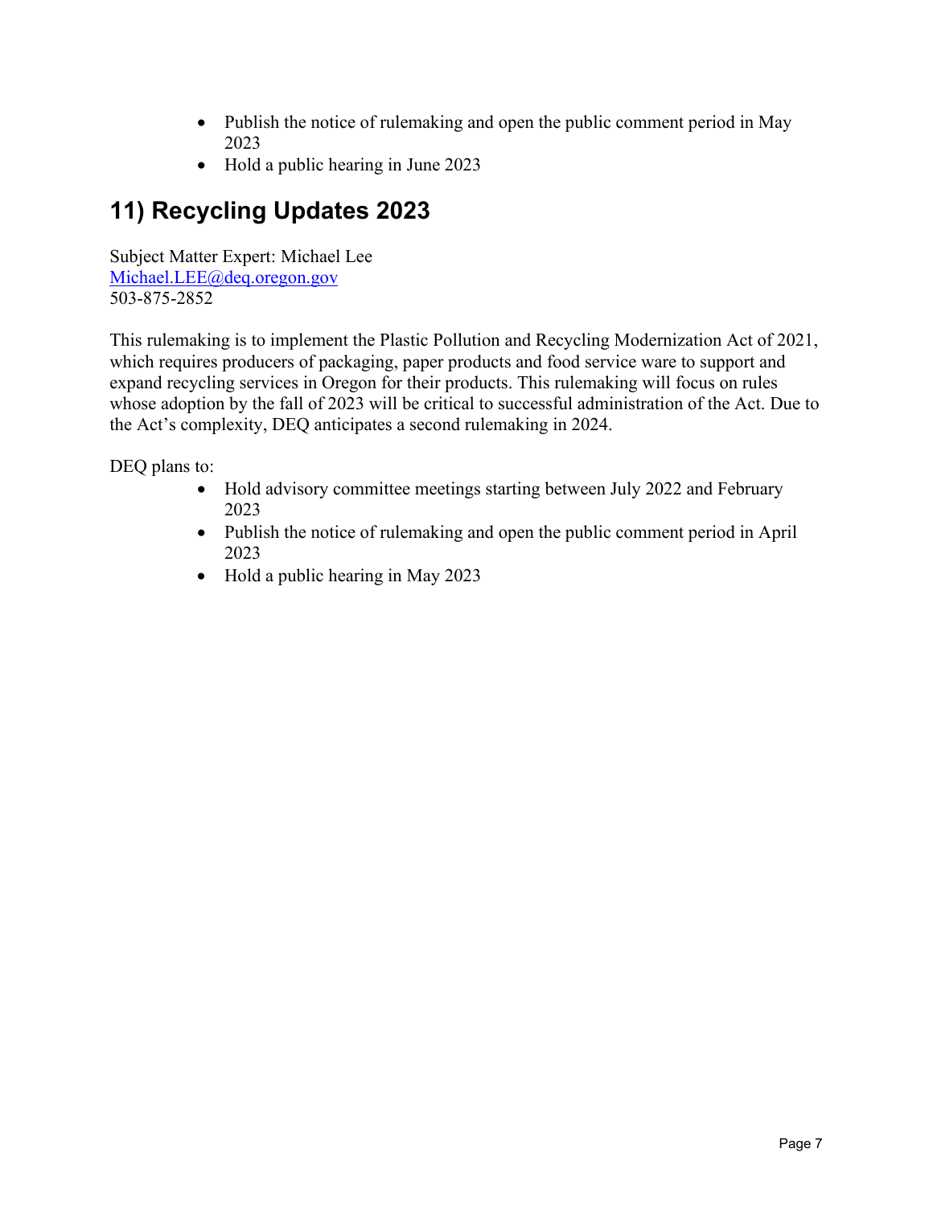- Publish the notice of rulemaking and open the public comment period in May 2023
- Hold a public hearing in June 2023

## 11) Recycling Updates 2023

Subject Matter Expert: Michael Lee
Michael.LEE@deq.oregon.gov
503-875-2852

This rulemaking is to implement the Plastic Pollution and Recycling Modernization Act of 2021, which requires producers of packaging, paper products and food service ware to support and expand recycling services in Oregon for their products. This rulemaking will focus on rules whose adoption by the fall of 2023 will be critical to successful administration of the Act. Due to the Act's complexity, DEQ anticipates a second rulemaking in 2024.

DEQ plans to:

- Hold advisory committee meetings starting between July 2022 and February 2023
- Publish the notice of rulemaking and open the public comment period in April 2023
- Hold a public hearing in May 2023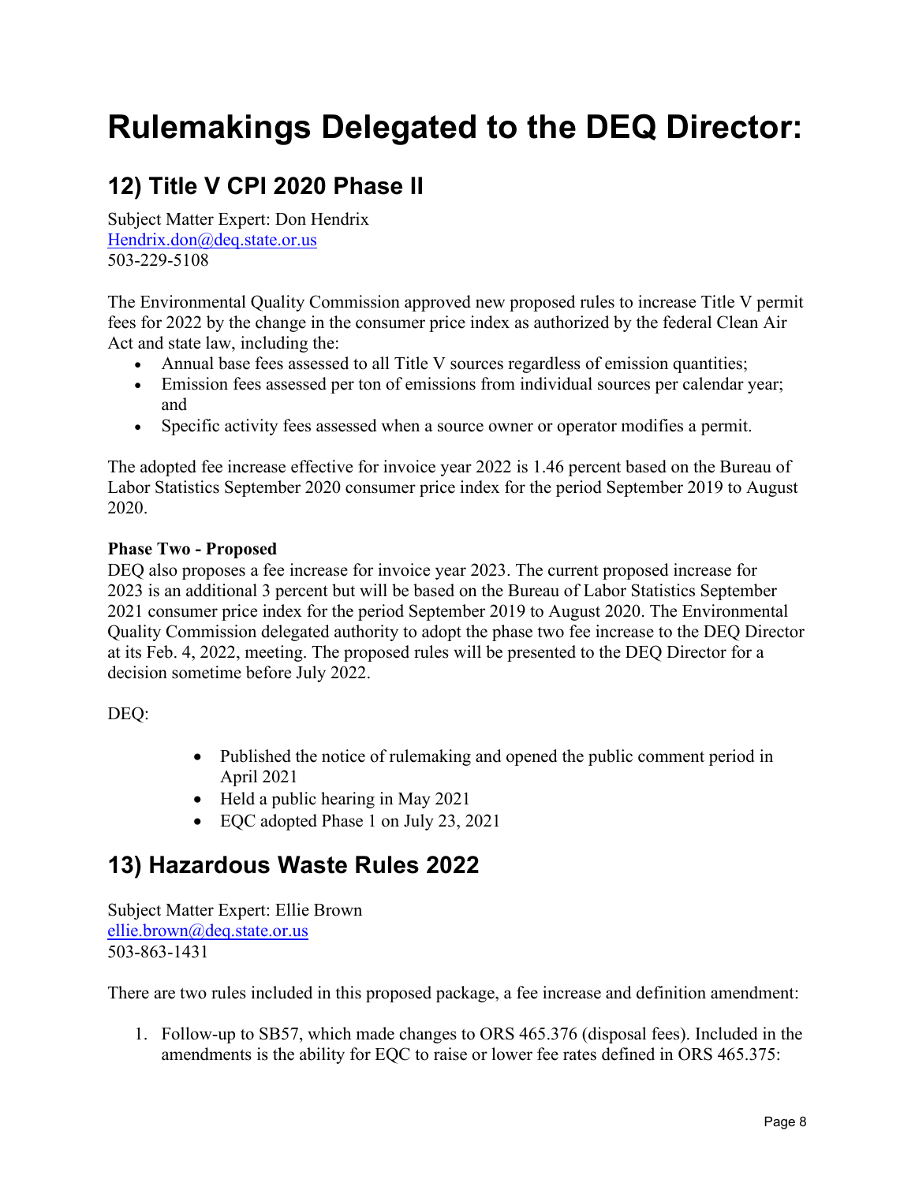# Rulemakings Delegated to the DEQ Director:

## 12) Title V CPI 2020 Phase II

Subject Matter Expert: Don Hendrix
Hendrix.don@deq.state.or.us
503-229-5108

The Environmental Quality Commission approved new proposed rules to increase Title V permit fees for 2022 by the change in the consumer price index as authorized by the federal Clean Air Act and state law, including the:

- Annual base fees assessed to all Title V sources regardless of emission quantities;
- Emission fees assessed per ton of emissions from individual sources per calendar year; and
- Specific activity fees assessed when a source owner or operator modifies a permit.

The adopted fee increase effective for invoice year 2022 is 1.46 percent based on the Bureau of Labor Statistics September 2020 consumer price index for the period September 2019 to August 2020.

**Phase Two - Proposed**

DEQ also proposes a fee increase for invoice year 2023. The current proposed increase for 2023 is an additional 3 percent but will be based on the Bureau of Labor Statistics September 2021 consumer price index for the period September 2019 to August 2020. The Environmental Quality Commission delegated authority to adopt the phase two fee increase to the DEQ Director at its Feb. 4, 2022, meeting. The proposed rules will be presented to the DEQ Director for a decision sometime before July 2022.

DEQ:

- Published the notice of rulemaking and opened the public comment period in April 2021
- Held a public hearing in May 2021
- EQC adopted Phase 1 on July 23, 2021

## 13) Hazardous Waste Rules 2022

Subject Matter Expert: Ellie Brown
ellie.brown@deq.state.or.us
503-863-1431

There are two rules included in this proposed package, a fee increase and definition amendment:

1. Follow-up to SB57, which made changes to ORS 465.376 (disposal fees). Included in the amendments is the ability for EQC to raise or lower fee rates defined in ORS 465.375: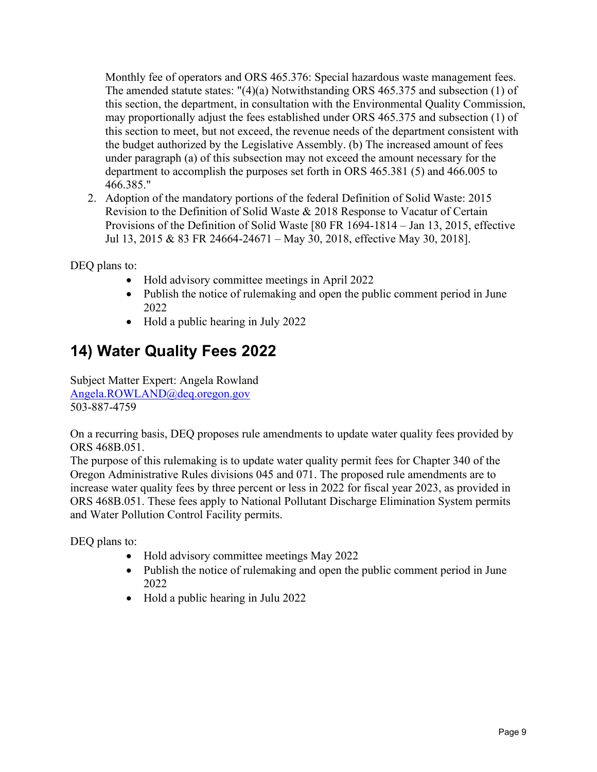Monthly fee of operators and ORS 465.376: Special hazardous waste management fees. The amended statute states: "(4)(a) Notwithstanding ORS 465.375 and subsection (1) of this section, the department, in consultation with the Environmental Quality Commission, may proportionally adjust the fees established under ORS 465.375 and subsection (1) of this section to meet, but not exceed, the revenue needs of the department consistent with the budget authorized by the Legislative Assembly. (b) The increased amount of fees under paragraph (a) of this subsection may not exceed the amount necessary for the department to accomplish the purposes set forth in ORS 465.381 (5) and 466.005 to 466.385."

2. Adoption of the mandatory portions of the federal Definition of Solid Waste: 2015 Revision to the Definition of Solid Waste & 2018 Response to Vacatur of Certain Provisions of the Definition of Solid Waste [80 FR 1694-1814 – Jan 13, 2015, effective Jul 13, 2015 & 83 FR 24664-24671 – May 30, 2018, effective May 30, 2018].

DEQ plans to:

- Hold advisory committee meetings in April 2022
- Publish the notice of rulemaking and open the public comment period in June 2022
- Hold a public hearing in July 2022

## 14) Water Quality Fees 2022

Subject Matter Expert: Angela Rowland
Angela.ROWLAND@deq.oregon.gov
503-887-4759

On a recurring basis, DEQ proposes rule amendments to update water quality fees provided by ORS 468B.051.
The purpose of this rulemaking is to update water quality permit fees for Chapter 340 of the Oregon Administrative Rules divisions 045 and 071. The proposed rule amendments are to increase water quality fees by three percent or less in 2022 for fiscal year 2023, as provided in ORS 468B.051. These fees apply to National Pollutant Discharge Elimination System permits and Water Pollution Control Facility permits.

DEQ plans to:

- Hold advisory committee meetings May 2022
- Publish the notice of rulemaking and open the public comment period in June 2022
- Hold a public hearing in Julu 2022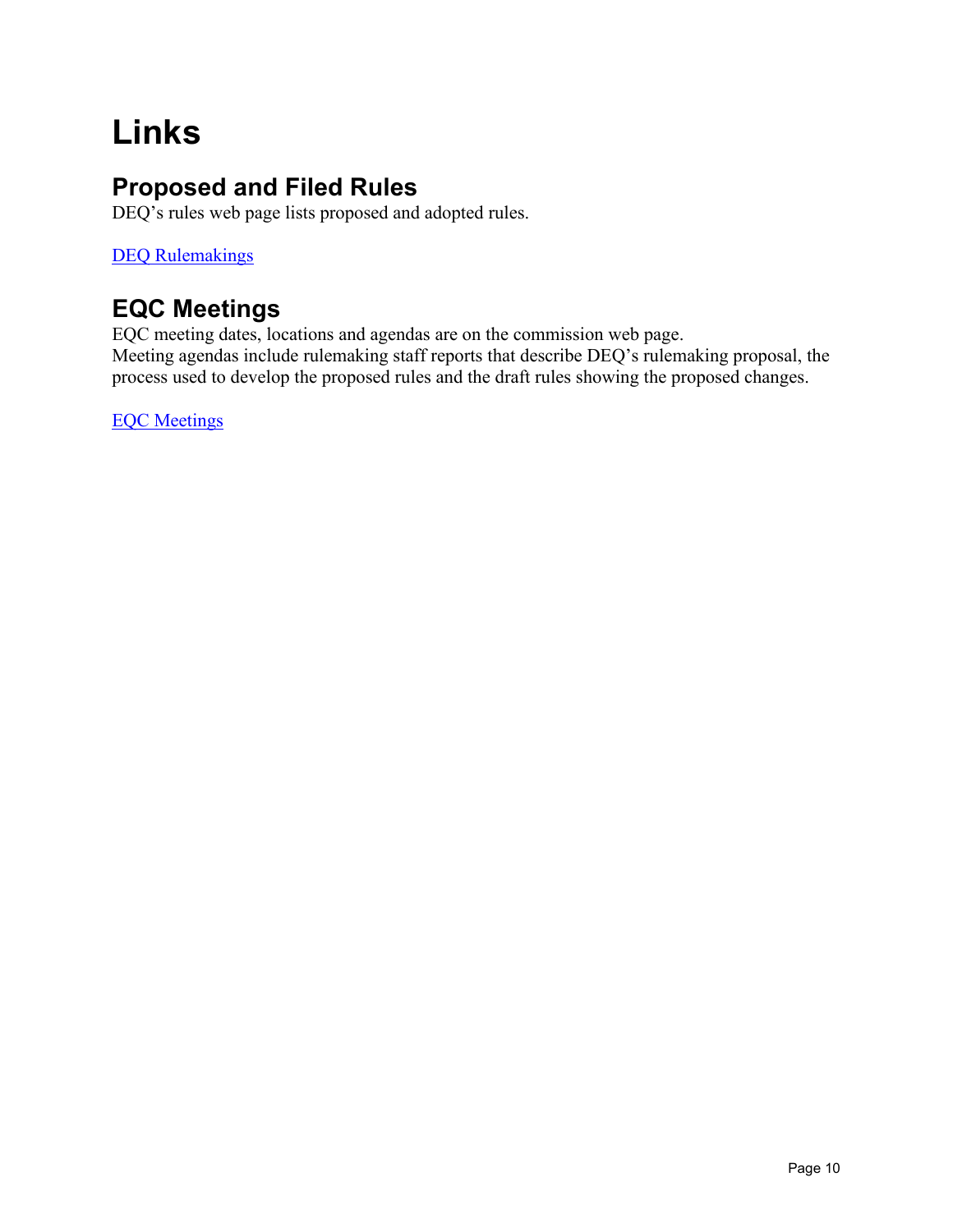# Links

## Proposed and Filed Rules

DEQ's rules web page lists proposed and adopted rules.

DEQ Rulemakings

## EQC Meetings

EQC meeting dates, locations and agendas are on the commission web page.
Meeting agendas include rulemaking staff reports that describe DEQ's rulemaking proposal, the process used to develop the proposed rules and the draft rules showing the proposed changes.

EQC Meetings